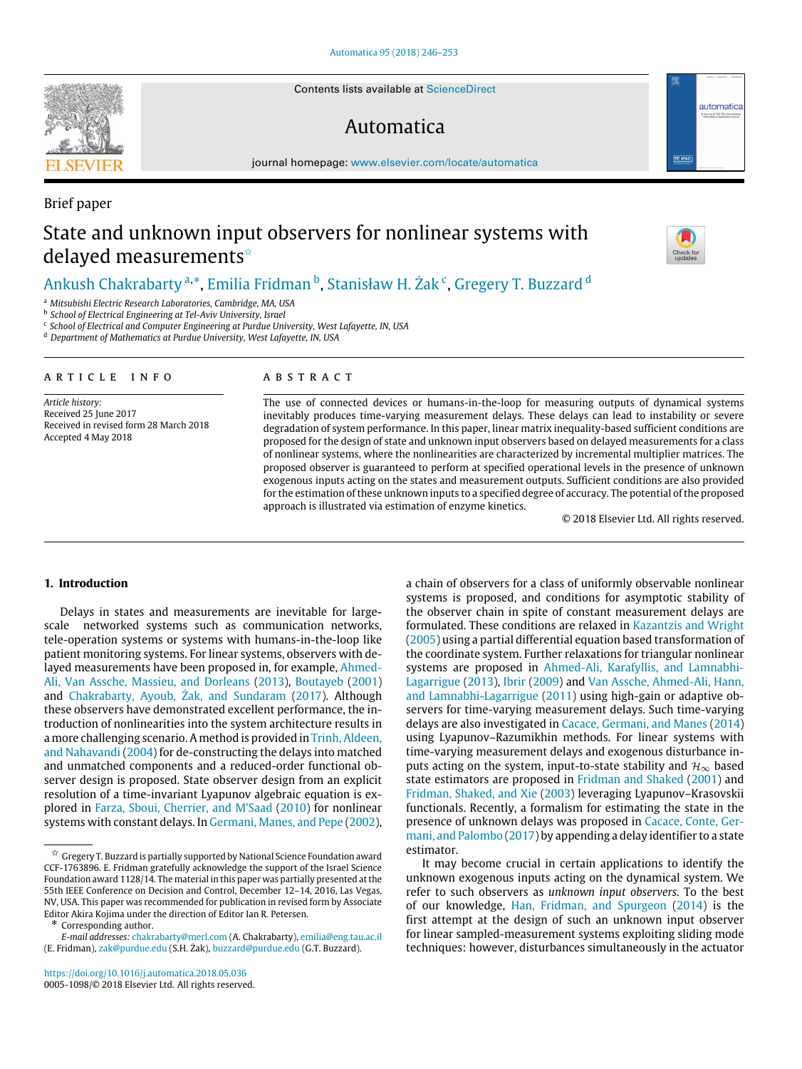Brief paper

# State and unknown input observers for nonlinear systems with delayed measurements[☆]

Ankush Chakrabarty [a,*], Emilia Fridman [b], Stanisław H. Żak [c], Gregery T. Buzzard [d]

[a] Mitsubishi Electric Research Laboratories, Cambridge, MA, USA
[b] School of Electrical Engineering at Tel-Aviv University, Israel
[c] School of Electrical and Computer Engineering at Purdue University, West Lafayette, IN, USA
[d] Department of Mathematics at Purdue University, West Lafayette, IN, USA

**ARTICLE INFO**

*Article history:*
Received 25 June 2017
Received in revised form 28 March 2018
Accepted 4 May 2018

**ABSTRACT**

The use of connected devices or humans-in-the-loop for measuring outputs of dynamical systems inevitably produces time-varying measurement delays. These delays can lead to instability or severe degradation of system performance. In this paper, linear matrix inequality-based sufficient conditions are proposed for the design of state and unknown input observers based on delayed measurements for a class of nonlinear systems, where the nonlinearities are characterized by incremental multiplier matrices. The proposed observer is guaranteed to perform at specified operational levels in the presence of unknown exogenous inputs acting on the states and measurement outputs. Sufficient conditions are also provided for the estimation of these unknown inputs to a specified degree of accuracy. The potential of the proposed approach is illustrated via estimation of enzyme kinetics.

© 2018 Elsevier Ltd. All rights reserved.

## 1. Introduction

Delays in states and measurements are inevitable for large-scale networked systems such as communication networks, tele-operation systems or systems with humans-in-the-loop like patient monitoring systems. For linear systems, observers with delayed measurements have been proposed in, for example, Ahmed-Ali, Van Assche, Massieu, and Dorleans (2013), Boutayeb (2001) and Chakrabarty, Ayoub, Żak, and Sundaram (2017). Although these observers have demonstrated excellent performance, the introduction of nonlinearities into the system architecture results in a more challenging scenario. A method is provided in Trinh, Aldeen, and Nahavandi (2004) for de-constructing the delays into matched and unmatched components and a reduced-order functional observer design is proposed. State observer design from an explicit resolution of a time-invariant Lyapunov algebraic equation is explored in Farza, Sboui, Cherrier, and M'Saad (2010) for nonlinear systems with constant delays. In Germani, Manes, and Pepe (2002), a chain of observers for a class of uniformly observable nonlinear systems is proposed, and conditions for asymptotic stability of the observer chain in spite of constant measurement delays are formulated. These conditions are relaxed in Kazantzis and Wright (2005) using a partial differential equation based transformation of the coordinate system. Further relaxations for triangular nonlinear systems are proposed in Ahmed-Ali, Karafyllis, and Lamnabhi-Lagarrigue (2013), Ibrir (2009) and Van Assche, Ahmed-Ali, Hann, and Lamnabhi-Lagarrigue (2011) using high-gain or adaptive observers for time-varying measurement delays. Such time-varying delays are also investigated in Cacace, Germani, and Manes (2014) using Lyapunov–Razumikhin methods. For linear systems with time-varying measurement delays and exogenous disturbance inputs acting on the system, input-to-state stability and $\mathcal{H}_\infty$ based state estimators are proposed in Fridman and Shaked (2001) and Fridman, Shaked, and Xie (2003) leveraging Lyapunov–Krasovskii functionals. Recently, a formalism for estimating the state in the presence of unknown delays was proposed in Cacace, Conte, Germani, and Palombo (2017) by appending a delay identifier to a state estimator.

It may become crucial in certain applications to identify the unknown exogenous inputs acting on the dynamical system. We refer to such observers as *unknown input observers*. To the best of our knowledge, Han, Fridman, and Spurgeon (2014) is the first attempt at the design of such an unknown input observer for linear sampled-measurement systems exploiting sliding mode techniques: however, disturbances simultaneously in the actuator

☆ Gregery T. Buzzard is partially supported by National Science Foundation award CCF-1763896. E. Fridman gratefully acknowledge the support of the Israel Science Foundation award 1128/14. The material in this paper was partially presented at the 55th IEEE Conference on Decision and Control, December 12–14, 2016, Las Vegas, NV, USA. This paper was recommended for publication in revised form by Associate Editor Akira Kojima under the direction of Editor Ian R. Petersen.

\* Corresponding author.
*E-mail addresses:* chakrabarty@merl.com (A. Chakrabarty), emilia@eng.tau.ac.il (E. Fridman), zak@purdue.edu (S.H. Żak), buzzard@purdue.edu (G.T. Buzzard).

https://doi.org/10.1016/j.automatica.2018.05.036
0005-1098/© 2018 Elsevier Ltd. All rights reserved.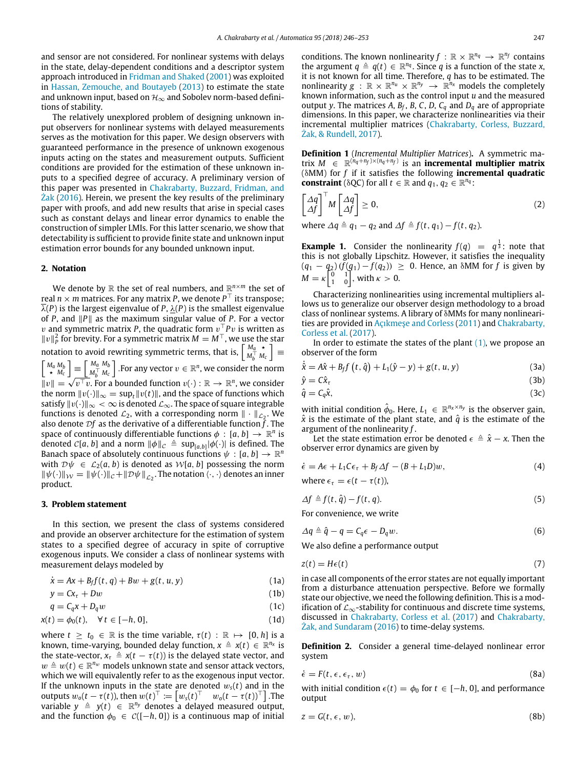and sensor are not considered. For nonlinear systems with delays in the state, delay-dependent conditions and a descriptor system approach introduced in Fridman and Shaked (2001) was exploited in Hassan, Zemouche, and Boutayeb (2013) to estimate the state and unknown input, based on $\mathcal{H}_\infty$ and Sobolev norm-based definitions of stability.

The relatively unexplored problem of designing unknown input observers for nonlinear systems with delayed measurements serves as the motivation for this paper. We design observers with guaranteed performance in the presence of unknown exogenous inputs acting on the states and measurement outputs. Sufficient conditions are provided for the estimation of these unknown inputs to a specified degree of accuracy. A preliminary version of this paper was presented in Chakrabarty, Buzzard, Fridman, and Żak (2016). Herein, we present the key results of the preliminary paper with proofs, and add new results that arise in special cases such as constant delays and linear error dynamics to enable the construction of simpler LMIs. For this latter scenario, we show that detectability is sufficient to provide finite state and unknown input estimation error bounds for any bounded unknown input.

## 2. Notation

We denote by $\mathbb{R}$ the set of real numbers, and $\mathbb{R}^{n\times m}$ the set of real $n \times m$ matrices. For any matrix $P$, we denote $P^\top$ its transpose; $\overline{\lambda}(P)$ is the largest eigenvalue of $P$, $\underline{\lambda}(P)$ is the smallest eigenvalue of $P$, and $\|P\|$ as the maximum singular value of $P$. For a vector $v$ and symmetric matrix $P$, the quadratic form $v^\top P v$ is written as $\|v\|_P^2$ for brevity. For a symmetric matrix $M = M^\top$, we use the star notation to avoid rewriting symmetric terms, that is, $\begin{bmatrix} M_a & \star \\ M_b^\top & M_c \end{bmatrix} \equiv \begin{bmatrix} M_a & M_b \\ \star & M_c \end{bmatrix} \equiv \begin{bmatrix} M_a & M_b \\ M_b^\top & M_c \end{bmatrix}$. For any vector $v \in \mathbb{R}^n$, we consider the norm $\|v\| = \sqrt{v^\top v}$. For a bounded function $v(\cdot) : \mathbb{R} \to \mathbb{R}^n$, we consider the norm $\|v(\cdot)\|_\infty = \sup_t \|v(t)\|$, and the space of functions which satisfy $\|v(\cdot)\|_\infty < \infty$ is denoted $\mathcal{L}_\infty$. The space of square integrable functions is denoted $\mathcal{L}_2$, with a corresponding norm $\|\cdot\|_{\mathcal{L}_2}$. We also denote $\mathcal{D}f$ as the derivative of a differentiable function $f$. The space of continuously differentiable functions $\phi : [a, b] \to \mathbb{R}^n$ is denoted $\mathcal{C}[a, b]$ and a norm $\|\phi\|_\mathcal{C} \triangleq \sup_{[a,b]} |\phi(\cdot)|$ is defined. The Banach space of absolutely continuous functions $\psi : [a, b] \to \mathbb{R}^n$ with $\mathcal{D}\psi \in \mathcal{L}_2(a, b)$ is denoted as $\mathcal{W}[a, b]$ possessing the norm $\|\psi(\cdot)\|_\mathcal{W} = \|\psi(\cdot)\|_\mathcal{C} + \|\mathcal{D}\psi\|_{\mathcal{L}_2}$. The notation $\langle \cdot, \cdot \rangle$ denotes an inner product.

## 3. Problem statement

In this section, we present the class of systems considered and provide an observer architecture for the estimation of system states to a specified degree of accuracy in spite of corruptive exogenous inputs. We consider a class of nonlinear systems with measurement delays modeled by

$$\dot{x} = Ax + B_f f(t, q) + Bw + g(t, u, y) \tag{1a}$$

$$y = Cx_\tau + Dw \tag{1b}$$

$$q = C_q x + D_q w \tag{1c}$$

$$x(t) = \phi_0(t), \quad \forall\, t \in [-h, 0], \tag{1d}$$

where $t \ge t_0 \in \mathbb{R}$ is the time variable, $\tau(t) : \mathbb{R} \mapsto [0, h]$ is a known, time-varying, bounded delay function, $x \triangleq x(t) \in \mathbb{R}^{n_x}$ is the state-vector, $x_\tau \triangleq x(t - \tau(t))$ is the delayed state vector, and $w \triangleq w(t) \in \mathbb{R}^{n_w}$ models unknown state and sensor attack vectors, which we will equivalently refer to as the exogenous input vector. If the unknown inputs in the state are denoted $w_s(t)$ and in the outputs $w_o(t - \tau(t))$, then $w(t)^\top := \begin{bmatrix} w_s(t)^\top & w_o(t - \tau(t))^\top \end{bmatrix}$. The variable $y \triangleq y(t) \in \mathbb{R}^{n_y}$ denotes a delayed measured output, and the function $\phi_0 \in \mathcal{C}([-h, 0])$ is a continuous map of initial conditions. The known nonlinearity $f : \mathbb{R} \times \mathbb{R}^{n_q} \to \mathbb{R}^{n_f}$ contains the argument $q \triangleq q(t) \in \mathbb{R}^{n_q}$. Since $q$ is a function of the state $x$, it is not known for all time. Therefore, $q$ has to be estimated. The nonlinearity $g : \mathbb{R} \times \mathbb{R}^{n_u} \times \mathbb{R}^{n_y} \to \mathbb{R}^{n_x}$ models the completely known information, such as the control input $u$ and the measured output $y$. The matrices $A$, $B_f$, $B$, $C$, $D$, $C_q$ and $D_q$ are of appropriate dimensions. In this paper, we characterize nonlinearities via their incremental multiplier matrices (Chakrabarty, Corless, Buzzard, Żak, & Rundell, 2017).

**Definition 1** (*Incremental Multiplier Matrices*)**.** A symmetric matrix $M \in \mathbb{R}^{(n_q+n_f)\times(n_q+n_f)}$ is an **incremental multiplier matrix** (δMM) for $f$ if it satisfies the following **incremental quadratic constraint** (δQC) for all $t \in \mathbb{R}$ and $q_1, q_2 \in \mathbb{R}^{n_q}$:

$$\begin{bmatrix} \Delta q \\ \Delta f \end{bmatrix}^\top M \begin{bmatrix} \Delta q \\ \Delta f \end{bmatrix} \ge 0, \tag{2}$$

where $\Delta q \triangleq q_1 - q_2$ and $\Delta f \triangleq f(t, q_1) - f(t, q_2)$.

**Example 1.** Consider the nonlinearity $f(q) = q^{\frac{1}{3}}$: note that this is not globally Lipschitz. However, it satisfies the inequality $(q_1 - q_2)(f(q_1) - f(q_2)) \ge 0$. Hence, an δMM for $f$ is given by $M = \kappa \begin{bmatrix} 0 & 1 \\ 1 & 0 \end{bmatrix}$, with $\kappa > 0$.

Characterizing nonlinearities using incremental multipliers allows us to generalize our observer design methodology to a broad class of nonlinear systems. A library of δMMs for many nonlinearities are provided in Açıkmeşe and Corless (2011) and Chakrabarty, Corless et al. (2017).

In order to estimate the states of the plant (1), we propose an observer of the form

$$\dot{\hat{x}} = A\hat{x} + B_f f\left(t, \hat{q}\right) + L_1(\hat{y} - y) + g(t, u, y) \tag{3a}$$

$$\hat{y} = C\hat{x}_\tau \tag{3b}$$

$$\hat{q} = C_q \hat{x}, \tag{3c}$$

with initial condition $\hat{\phi}_0$. Here, $L_1 \in \mathbb{R}^{n_x \times n_y}$ is the observer gain, $\hat{x}$ is the estimate of the plant state, and $\hat{q}$ is the estimate of the argument of the nonlinearity $f$.

Let the state estimation error be denoted $\epsilon \triangleq \hat{x} - x$. Then the observer error dynamics are given by

$$\dot{\epsilon} = A\epsilon + L_1 C \epsilon_\tau + B_f \Delta f - (B + L_1 D)w, \tag{4}$$

where $\epsilon_\tau = \epsilon(t - \tau(t))$,

$$\Delta f \triangleq f(t, \hat{q}) - f(t, q). \tag{5}$$

For convenience, we write

$$\Delta q \triangleq \hat{q} - q = C_q \epsilon - D_q w. \tag{6}$$

We also define a performance output

$$z(t) = H\epsilon(t) \tag{7}$$

in case all components of the error states are not equally important from a disturbance attenuation perspective. Before we formally state our objective, we need the following definition. This is a modification of $\mathcal{L}_\infty$-stability for continuous and discrete time systems, discussed in Chakrabarty, Corless et al. (2017) and Chakrabarty, Żak, and Sundaram (2016) to time-delay systems.

**Definition 2.** Consider a general time-delayed nonlinear error system

$$\dot{\epsilon} = F(t, \epsilon, \epsilon_\tau, w) \tag{8a}$$

with initial condition $\epsilon(t) = \phi_0$ for $t \in [-h, 0]$, and performance output

$$z = G(t, \epsilon, w), \tag{8b}$$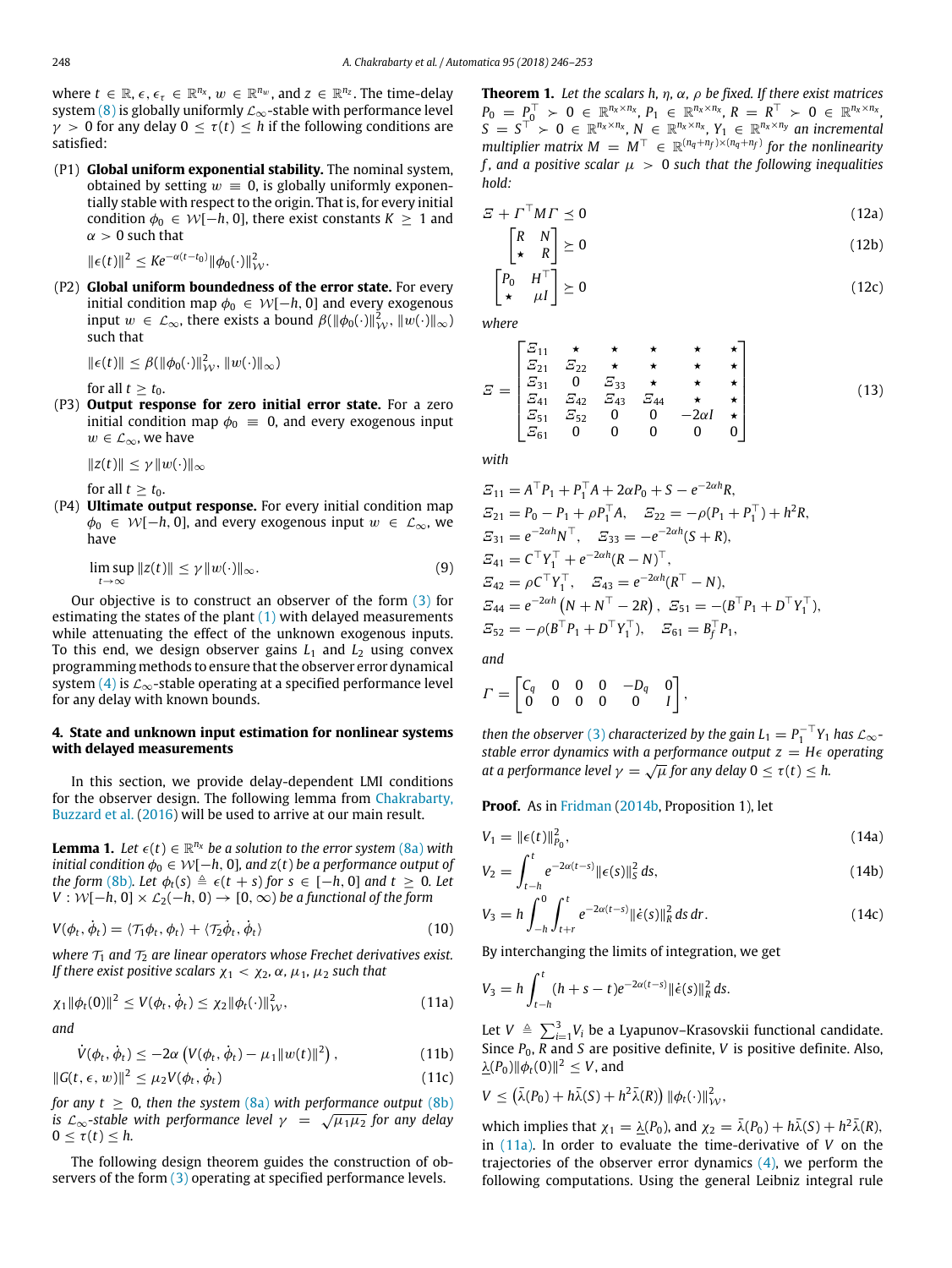where $t \in \mathbb{R}$, $\epsilon, \epsilon_\tau \in \mathbb{R}^{n_x}$, $w \in \mathbb{R}^{n_w}$, and $z \in \mathbb{R}^{n_z}$. The time-delay system (8) is globally uniformly $\mathcal{L}_\infty$-stable with performance level $\gamma > 0$ for any delay $0 \le \tau(t) \le h$ if the following conditions are satisfied:

(P1) **Global uniform exponential stability.** The nominal system, obtained by setting $w \equiv 0$, is globally uniformly exponentially stable with respect to the origin. That is, for every initial condition $\phi_0 \in \mathcal{W}[-h, 0]$, there exist constants $K \ge 1$ and $\alpha > 0$ such that

$$\|\epsilon(t)\|^2 \le Ke^{-\alpha(t-t_0)}\|\phi_0(\cdot)\|^2_{\mathcal{W}}.$$

(P2) **Global uniform boundedness of the error state.** For every initial condition map $\phi_0 \in \mathcal{W}[-h, 0]$ and every exogenous input $w \in \mathcal{L}_\infty$, there exists a bound $\beta(\|\phi_0(\cdot)\|^2_{\mathcal{W}}, \|w(\cdot)\|_\infty)$ such that

$$\|\epsilon(t)\| \le \beta(\|\phi_0(\cdot)\|^2_{\mathcal{W}}, \|w(\cdot)\|_\infty)$$

for all $t \ge t_0$.

(P3) **Output response for zero initial error state.** For a zero initial condition map $\phi_0 \equiv 0$, and every exogenous input $w \in \mathcal{L}_\infty$, we have

$$\|z(t)\| \le \gamma\|w(\cdot)\|_\infty$$

for all $t \ge t_0$.

(P4) **Ultimate output response.** For every initial condition map $\phi_0 \in \mathcal{W}[-h, 0]$, and every exogenous input $w \in \mathcal{L}_\infty$, we have

$$\limsup_{t\to\infty} \|z(t)\| \le \gamma\|w(\cdot)\|_\infty. \tag{9}$$

Our objective is to construct an observer of the form (3) for estimating the states of the plant (1) with delayed measurements while attenuating the effect of the unknown exogenous inputs. To this end, we design observer gains $L_1$ and $L_2$ using convex programming methods to ensure that the observer error dynamical system (4) is $\mathcal{L}_\infty$-stable operating at a specified performance level for any delay with known bounds.

## 4. State and unknown input estimation for nonlinear systems with delayed measurements

In this section, we provide delay-dependent LMI conditions for the observer design. The following lemma from Chakrabarty, Buzzard et al. (2016) will be used to arrive at our main result.

**Lemma 1.** *Let $\epsilon(t) \in \mathbb{R}^{n_x}$ be a solution to the error system (8a) with initial condition $\phi_0 \in \mathcal{W}[-h, 0]$, and $z(t)$ be a performance output of the form (8b). Let $\phi_t(s) \triangleq \epsilon(t + s)$ for $s \in [-h, 0]$ and $t \ge 0$. Let $V : \mathcal{W}[-h, 0] \times \mathcal{L}_2(-h, 0) \to [0, \infty)$ be a functional of the form*

$$V(\phi_t, \dot{\phi}_t) = \langle \mathcal{T}_1\phi_t, \phi_t\rangle + \langle \mathcal{T}_2\dot{\phi}_t, \dot{\phi}_t\rangle \tag{10}$$

*where $\mathcal{T}_1$ and $\mathcal{T}_2$ are linear operators whose Frechet derivatives exist. If there exist positive scalars $\chi_1 < \chi_2$, $\alpha$, $\mu_1$, $\mu_2$ such that*

$$\chi_1\|\phi_t(0)\|^2 \le V(\phi_t, \dot{\phi}_t) \le \chi_2\|\phi_t(\cdot)\|^2_{\mathcal{W}}, \tag{11a}$$

*and*

$$\dot{V}(\phi_t, \dot{\phi}_t) \le -2\alpha\left(V(\phi_t, \dot{\phi}_t) - \mu_1\|w(t)\|^2\right), \tag{11b}$$

$$\|G(t, \epsilon, w)\|^2 \le \mu_2 V(\phi_t, \dot{\phi}_t) \tag{11c}$$

*for any $t \ge 0$, then the system (8a) with performance output (8b) is $\mathcal{L}_\infty$-stable with performance level $\gamma = \sqrt{\mu_1\mu_2}$ for any delay $0 \le \tau(t) \le h$.*

The following design theorem guides the construction of observers of the form (3) operating at specified performance levels.

**Theorem 1.** *Let the scalars $h$, $\eta$, $\alpha$, $\rho$ be fixed. If there exist matrices $P_0 = P_0^\top \succ 0 \in \mathbb{R}^{n_x\times n_x}$, $P_1 \in \mathbb{R}^{n_x\times n_x}$, $R = R^\top \succ 0 \in \mathbb{R}^{n_x\times n_x}$, $S = S^\top \succ 0 \in \mathbb{R}^{n_x\times n_x}$, $N \in \mathbb{R}^{n_x\times n_x}$, $Y_1 \in \mathbb{R}^{n_x\times n_y}$ an incremental multiplier matrix $M = M^\top \in \mathbb{R}^{(n_q+n_f)\times(n_q+n_f)}$ for the nonlinearity $f$, and a positive scalar $\mu > 0$ such that the following inequalities hold:*

$$\Xi + \Gamma^\top M\Gamma \preceq 0 \tag{12a}$$

$$\begin{bmatrix} R & N \\ \star & R \end{bmatrix} \succeq 0 \tag{12b}$$

$$\begin{bmatrix} P_0 & H^\top \\ \star & \mu I \end{bmatrix} \succeq 0 \tag{12c}$$

*where*

$$\Xi = \begin{bmatrix} \Xi_{11} & \star & \star & \star & \star & \star \\ \Xi_{21} & \Xi_{22} & \star & \star & \star & \star \\ \Xi_{31} & 0 & \Xi_{33} & \star & \star & \star \\ \Xi_{41} & \Xi_{42} & \Xi_{43} & \Xi_{44} & \star & \star \\ \Xi_{51} & \Xi_{52} & 0 & 0 & -2\alpha I & \star \\ \Xi_{61} & 0 & 0 & 0 & 0 & 0 \end{bmatrix} \tag{13}$$

*with*

$\Xi_{11} = A^\top P_1 + P_1^\top A + 2\alpha P_0 + S - e^{-2\alpha h}R,$

$\Xi_{21} = P_0 - P_1 + \rho P_1^\top A, \quad \Xi_{22} = -\rho(P_1 + P_1^\top) + h^2 R,$

$\Xi_{31} = e^{-2\alpha h}N^\top, \quad \Xi_{33} = -e^{-2\alpha h}(S + R),$

$\Xi_{41} = C^\top Y_1^\top + e^{-2\alpha h}(R - N)^\top,$

$\Xi_{42} = \rho C^\top Y_1^\top, \quad \Xi_{43} = e^{-2\alpha h}(R^\top - N),$

$\Xi_{44} = e^{-2\alpha h}\left(N + N^\top - 2R\right), \ \Xi_{51} = -(B^\top P_1 + D^\top Y_1^\top),$

$\Xi_{52} = -\rho(B^\top P_1 + D^\top Y_1^\top), \quad \Xi_{61} = B_f^\top P_1,$

*and*

$$\Gamma = \begin{bmatrix} C_q & 0 & 0 & 0 & -D_q & 0 \\ 0 & 0 & 0 & 0 & 0 & I \end{bmatrix},$$

*then the observer (3) characterized by the gain $L_1 = P_1^{-\top}Y_1$ has $\mathcal{L}_\infty$-stable error dynamics with a performance output $z = H\epsilon$ operating at a performance level $\gamma = \sqrt{\mu}$ for any delay $0 \le \tau(t) \le h$.*

**Proof.** As in Fridman (2014b, Proposition 1), let

$$V_1 = \|\epsilon(t)\|^2_{P_0}, \tag{14a}$$

$$V_2 = \int_{t-h}^{t} e^{-2\alpha(t-s)}\|\epsilon(s)\|^2_S\, ds, \tag{14b}$$

$$V_3 = h\int_{-h}^{0}\int_{t+r}^{t} e^{-2\alpha(t-s)}\|\dot{\epsilon}(s)\|^2_R\, ds\, dr. \tag{14c}$$

By interchanging the limits of integration, we get

$$V_3 = h\int_{t-h}^{t}(h + s - t)e^{-2\alpha(t-s)}\|\dot{\epsilon}(s)\|^2_R\, ds.$$

Let $V \triangleq \sum_{i=1}^{3} V_i$ be a Lyapunov–Krasovskii functional candidate. Since $P_0$, $R$ and $S$ are positive definite, $V$ is positive definite. Also, $\underline{\lambda}(P_0)\|\phi_t(0)\|^2 \le V$, and

$$V \le \left(\bar{\lambda}(P_0) + h\bar{\lambda}(S) + h^2\bar{\lambda}(R)\right)\|\phi_t(\cdot)\|^2_{\mathcal{W}},$$

which implies that $\chi_1 = \underline{\lambda}(P_0)$, and $\chi_2 = \bar{\lambda}(P_0) + h\bar{\lambda}(S) + h^2\bar{\lambda}(R)$, in (11a). In order to evaluate the time-derivative of $V$ on the trajectories of the observer error dynamics (4), we perform the following computations. Using the general Leibniz integral rule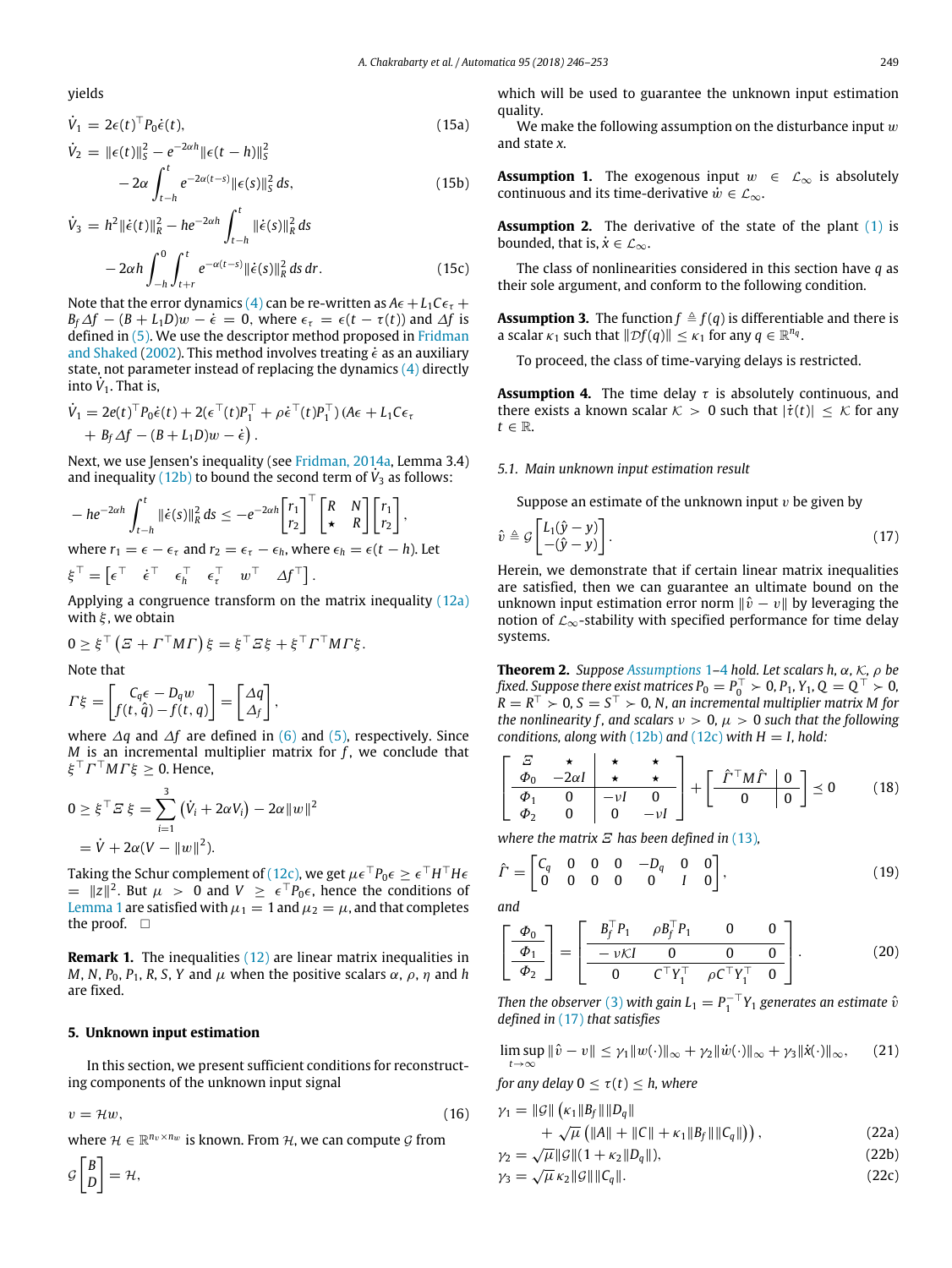yields

$$\dot{V}_1 = 2\epsilon(t)^\top P_0 \dot{\epsilon}(t), \tag{15a}$$

$$\dot{V}_2 = \|\epsilon(t)\|_S^2 - e^{-2\alpha h}\|\epsilon(t-h)\|_S^2 - 2\alpha\int_{t-h}^{t} e^{-2\alpha(t-s)}\|\epsilon(s)\|_S^2\, ds, \tag{15b}$$

$$\dot{V}_3 = h^2\|\dot{\epsilon}(t)\|_R^2 - he^{-2\alpha h}\int_{t-h}^{t}\|\dot{\epsilon}(s)\|_R^2\, ds - 2\alpha h\int_{-h}^{0}\int_{t+r}^{t} e^{-\alpha(t-s)}\|\dot{\epsilon}(s)\|_R^2\, ds\, dr. \tag{15c}$$

Note that the error dynamics (4) can be re-written as $A\epsilon + L_1 C\epsilon_\tau + B_f\Delta f - (B + L_1 D)w - \dot{\epsilon} = 0$, where $\epsilon_\tau = \epsilon(t-\tau(t))$ and $\Delta f$ is defined in (5). We use the descriptor method proposed in Fridman and Shaked (2002). This method involves treating $\dot{\epsilon}$ as an auxiliary state, not parameter instead of replacing the dynamics (4) directly into $\dot{V}_1$. That is,

$$\dot{V}_1 = 2\epsilon(t)^\top P_0\dot{\epsilon}(t) + 2(\epsilon^\top(t)P_1^\top + \rho\dot{\epsilon}^\top(t)P_1^\top)\left(A\epsilon + L_1 C\epsilon_\tau + B_f\Delta f - (B + L_1 D)w - \dot{\epsilon}\right).$$

Next, we use Jensen's inequality (see Fridman, 2014a, Lemma 3.4) and inequality (12b) to bound the second term of $\dot{V}_3$ as follows:

$$-he^{-2\alpha h}\int_{t-h}^{t}\|\dot{\epsilon}(s)\|_R^2\, ds \le -e^{-2\alpha h}\begin{bmatrix} r_1 \\ r_2\end{bmatrix}^\top \begin{bmatrix} R & N \\ \star & R\end{bmatrix}\begin{bmatrix} r_1 \\ r_2\end{bmatrix},$$

where $r_1 = \epsilon - \epsilon_\tau$ and $r_2 = \epsilon_\tau - \epsilon_h$, where $\epsilon_h = \epsilon(t-h)$. Let

$$\xi^\top = \begin{bmatrix} \epsilon^\top & \dot{\epsilon}^\top & \epsilon_h^\top & \epsilon_\tau^\top & w^\top & \Delta f^\top \end{bmatrix}.$$

Applying a congruence transform on the matrix inequality (12a) with $\xi$, we obtain

$$0 \ge \xi^\top\left(\Xi + \Gamma^\top M\Gamma\right)\xi = \xi^\top\Xi\xi + \xi^\top\Gamma^\top M\Gamma\xi.$$

Note that

$$\Gamma\xi = \begin{bmatrix} C_q\epsilon - D_q w \\ f(t,\hat{q}) - f(t,q)\end{bmatrix} = \begin{bmatrix} \Delta q \\ \Delta_f\end{bmatrix},$$

where $\Delta q$ and $\Delta f$ are defined in (6) and (5), respectively. Since $M$ is an incremental multiplier matrix for $f$, we conclude that $\xi^\top\Gamma^\top M\Gamma\xi \ge 0$. Hence,

$$0 \ge \xi^\top\Xi\,\xi = \sum_{i=1}^{3}\left(\dot{V}_i + 2\alpha V_i\right) - 2\alpha\|w\|^2 = \dot{V} + 2\alpha(V - \|w\|^2).$$

Taking the Schur complement of (12c), we get $\mu\epsilon^\top P_0\epsilon \ge \epsilon^\top H^\top H\epsilon = \|z\|^2$. But $\mu > 0$ and $V \ge \epsilon^\top P_0\epsilon$, hence the conditions of Lemma 1 are satisfied with $\mu_1 = 1$ and $\mu_2 = \mu$, and that completes the proof. $\square$

**Remark 1.** The inequalities (12) are linear matrix inequalities in $M$, $N$, $P_0$, $P_1$, $R$, $S$, $Y$ and $\mu$ when the positive scalars $\alpha$, $\rho$, $\eta$ and $h$ are fixed.

## 5. Unknown input estimation

In this section, we present sufficient conditions for reconstructing components of the unknown input signal

$$\upsilon = \mathcal{H}w, \tag{16}$$

where $\mathcal{H} \in \mathbb{R}^{n_\upsilon \times n_w}$ is known. From $\mathcal{H}$, we can compute $\mathcal{G}$ from

$$\mathcal{G}\begin{bmatrix} B \\ D\end{bmatrix} = \mathcal{H},$$

which will be used to guarantee the unknown input estimation quality.

We make the following assumption on the disturbance input $w$ and state $x$.

**Assumption 1.** The exogenous input $w \in \mathcal{L}_\infty$ is absolutely continuous and its time-derivative $\dot{w} \in \mathcal{L}_\infty$.

**Assumption 2.** The derivative of the state of the plant (1) is bounded, that is, $\dot{x} \in \mathcal{L}_\infty$.

The class of nonlinearities considered in this section have $q$ as their sole argument, and conform to the following condition.

**Assumption 3.** The function $f \triangleq f(q)$ is differentiable and there is a scalar $\kappa_1$ such that $\|\mathcal{D}f(q)\| \le \kappa_1$ for any $q \in \mathbb{R}^{n_q}$.

To proceed, the class of time-varying delays is restricted.

**Assumption 4.** The time delay $\tau$ is absolutely continuous, and there exists a known scalar $\mathcal{K} > 0$ such that $|\dot{\tau}(t)| \le \mathcal{K}$ for any $t \in \mathbb{R}$.

### 5.1. Main unknown input estimation result

Suppose an estimate of the unknown input $\upsilon$ be given by

$$\hat{\upsilon} \triangleq \mathcal{G}\begin{bmatrix} L_1(\hat{y} - y) \\ -(\hat{y} - y)\end{bmatrix}. \tag{17}$$

Herein, we demonstrate that if certain linear matrix inequalities are satisfied, then we can guarantee an ultimate bound on the unknown input estimation error norm $\|\hat{\upsilon} - \upsilon\|$ by leveraging the notion of $\mathcal{L}_\infty$-stability with specified performance for time delay systems.

**Theorem 2.** *Suppose Assumptions 1–4 hold. Let scalars $h$, $\alpha$, $\mathcal{K}$, $\rho$ be fixed. Suppose there exist matrices $P_0 = P_0^\top \succ 0, P_1, Y_1, Q = Q^\top \succ 0$, $R = R^\top \succ 0$, $S = S^\top \succ 0$, $N$, an incremental multiplier matrix $M$ for the nonlinearity $f$, and scalars $\nu > 0$, $\mu > 0$ such that the following conditions, along with (12b) and (12c) with $H = I$, hold:*

$$\left[\begin{array}{cc|cc} \Xi & \star & \star & \star \\ \Phi_0 & -2\alpha I & \star & \star \\ \hline \Phi_1 & 0 & -\nu I & 0 \\ \Phi_2 & 0 & 0 & -\nu I \end{array}\right] + \left[\begin{array}{c|c} \hat{\Gamma}^\top M\hat{\Gamma} & 0 \\ \hline 0 & 0 \end{array}\right] \preceq 0 \tag{18}$$

*where the matrix $\Xi$ has been defined in (13),*

$$\hat{\Gamma} = \begin{bmatrix} C_q & 0 & 0 & 0 & -D_q & 0 & 0 \\ 0 & 0 & 0 & 0 & 0 & I & 0 \end{bmatrix}, \tag{19}$$

*and*

$$\left[\begin{array}{c} \Phi_0 \\ \hline \Phi_1 \\ \hline \Phi_2 \end{array}\right] = \left[\begin{array}{cccc} B_f^\top P_1 & \rho B_f^\top P_1 & 0 & 0 \\ \hline -\nu\mathcal{K}I & 0 & 0 & 0 \\ \hline 0 & C^\top Y_1^\top & \rho C^\top Y_1^\top & 0 \end{array}\right]. \tag{20}$$

*Then the observer (3) with gain $L_1 = P_1^{-\top}Y_1$ generates an estimate $\hat{\upsilon}$ defined in (17) that satisfies*

$$\limsup_{t\to\infty}\|\hat{\upsilon} - \upsilon\| \le \gamma_1\|w(\cdot)\|_\infty + \gamma_2\|\dot{w}(\cdot)\|_\infty + \gamma_3\|\dot{x}(\cdot)\|_\infty, \tag{21}$$

*for any delay $0 \le \tau(t) \le h$, where*

$$\gamma_1 = \|\mathcal{G}\|\left(\kappa_1\|B_f\|\|D_q\| + \sqrt{\mu}\left(\|A\| + \|C\| + \kappa_1\|B_f\|\|C_q\|\right)\right), \tag{22a}$$

$$\gamma_2 = \sqrt{\mu}\|\mathcal{G}\|(1 + \kappa_2\|D_q\|), \tag{22b}$$

$$\gamma_3 = \sqrt{\mu}\,\kappa_2\|\mathcal{G}\|\|C_q\|. \tag{22c}$$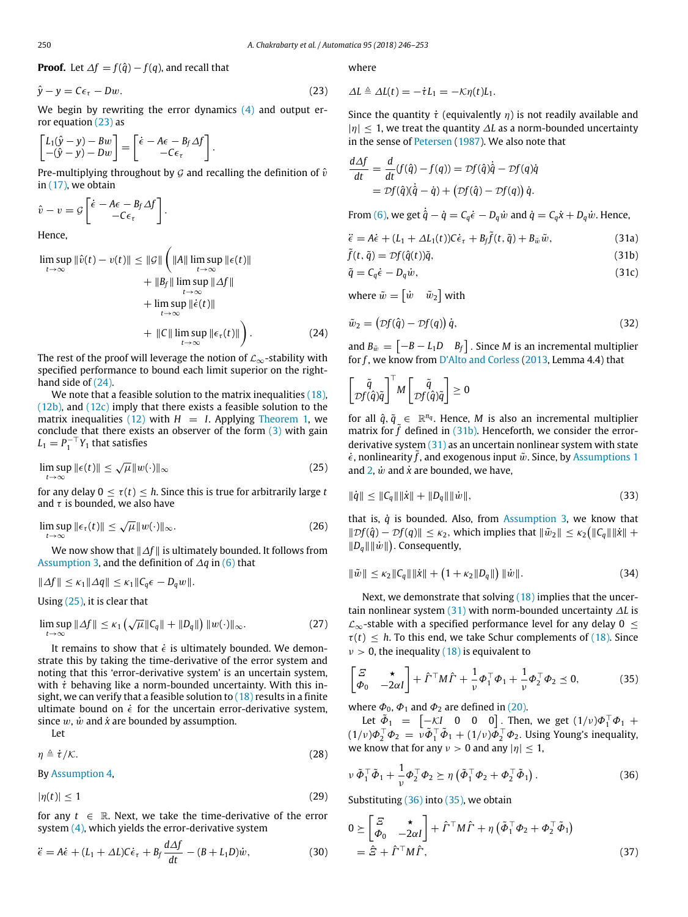**Proof.** Let $\Delta f = f(\hat{q}) - f(q)$, and recall that

$$\hat{y} - y = C\epsilon_\tau - Dw. \tag{23}$$

We begin by rewriting the error dynamics (4) and output error equation (23) as

$$\begin{bmatrix} L_1(\hat{y}-y) - Bw \\ -(\hat{y}-y) - Dw \end{bmatrix} = \begin{bmatrix} \dot{\epsilon} - A\epsilon - B_f \Delta f \\ -C\epsilon_\tau \end{bmatrix}.$$

Pre-multiplying throughout by $\mathcal{G}$ and recalling the definition of $\hat{v}$ in (17), we obtain

$$\hat{v} - v = \mathcal{G}\begin{bmatrix} \dot{\epsilon} - A\epsilon - B_f \Delta f \\ -C\epsilon_\tau \end{bmatrix}.$$

Hence,

$$\begin{aligned}\limsup_{t\to\infty} \|\hat{v}(t) - v(t)\| \le \|\mathcal{G}\| \Bigg( &\|A\| \limsup_{t\to\infty} \|\epsilon(t)\| \\ &+ \|B_f\| \limsup_{t\to\infty} \|\Delta f\| \\ &+ \limsup_{t\to\infty} \|\dot{\epsilon}(t)\| \\ &+ \|C\| \limsup_{t\to\infty} \|\epsilon_\tau(t)\| \Bigg).\end{aligned} \tag{24}$$

The rest of the proof will leverage the notion of $\mathcal{L}_\infty$-stability with specified performance to bound each limit superior on the right-hand side of (24).

We note that a feasible solution to the matrix inequalities (18), (12b), and (12c) imply that there exists a feasible solution to the matrix inequalities (12) with $H = I$. Applying Theorem 1, we conclude that there exists an observer of the form (3) with gain $L_1 = P_1^{-\top} Y_1$ that satisfies

$$\limsup_{t\to\infty} \|\epsilon(t)\| \le \sqrt{\mu} \|w(\cdot)\|_\infty \tag{25}$$

for any delay $0 \le \tau(t) \le h$. Since this is true for arbitrarily large $t$ and $\tau$ is bounded, we also have

$$\limsup_{t\to\infty} \|\epsilon_\tau(t)\| \le \sqrt{\mu} \|w(\cdot)\|_\infty. \tag{26}$$

We now show that $\|\Delta f\|$ is ultimately bounded. It follows from Assumption 3, and the definition of $\Delta q$ in (6) that

$$\|\Delta f\| \le \kappa_1 \|\Delta q\| \le \kappa_1 \|C_q \epsilon - D_q w\|.$$

Using (25), it is clear that

$$\limsup_{t\to\infty} \|\Delta f\| \le \kappa_1 \left(\sqrt{\mu}\|C_q\| + \|D_q\|\right) \|w(\cdot)\|_\infty. \tag{27}$$

It remains to show that $\dot{\epsilon}$ is ultimately bounded. We demonstrate this by taking the time-derivative of the error system and noting that this 'error-derivative system' is an uncertain system, with $\dot{\tau}$ behaving like a norm-bounded uncertainty. With this insight, we can verify that a feasible solution to (18) results in a finite ultimate bound on $\dot{\epsilon}$ for the uncertain error-derivative system, since $w$, $\dot{w}$ and $\dot{x}$ are bounded by assumption.

Let

$$\eta \triangleq \dot{\tau}/\mathcal{K}. \tag{28}$$

By Assumption 4,

$$|\eta(t)| \le 1 \tag{29}$$

for any $t \in \mathbb{R}$. Next, we take the time-derivative of the error system (4), which yields the error-derivative system

$$\ddot{\epsilon} = A\dot{\epsilon} + (L_1 + \Delta L) C\dot{\epsilon}_\tau + B_f \frac{d\Delta f}{dt} - (B + L_1 D)\dot{w}, \tag{30}$$

where

$$\Delta L \triangleq \Delta L(t) = -\dot{\tau} L_1 = -\mathcal{K}\eta(t) L_1.$$

Since the quantity $\dot{\tau}$ (equivalently $\eta$) is not readily available and $|\eta| \le 1$, we treat the quantity $\Delta L$ as a norm-bounded uncertainty in the sense of Petersen (1987). We also note that

$$\begin{aligned}\frac{d\Delta f}{dt} &= \frac{d}{dt}(f(\hat{q}) - f(q)) = \mathcal{D}f(\hat{q})\dot{\hat{q}} - \mathcal{D}f(q)\dot{q} \\ &= \mathcal{D}f(\hat{q})(\dot{\hat{q}} - \dot{q}) + \left(\mathcal{D}f(\hat{q}) - \mathcal{D}f(q)\right)\dot{q}.\end{aligned}$$

From (6), we get $\dot{\hat{q}} - \dot{q} = C_q\dot{\epsilon} - D_q\dot{w}$ and $\dot{q} = C_q\dot{x} + D_q\dot{w}$. Hence,

$$\ddot{\epsilon} = A\dot{\epsilon} + (L_1 + \Delta L_1(t))C\dot{\epsilon}_\tau + B_f\tilde{f}(t,\tilde{q}) + B_{\tilde{w}}\tilde{w}, \tag{31a}$$

$$\tilde{f}(t,\tilde{q}) = \mathcal{D}f(\hat{q}(t))\tilde{q}, \tag{31b}$$

$$\tilde{q} = C_q\dot{\epsilon} - D_q\dot{w}, \tag{31c}$$

where $\tilde{w} = \begin{bmatrix} \dot{w} & \tilde{w}_2 \end{bmatrix}$ with

$$\tilde{w}_2 = \left(\mathcal{D}f(\hat{q}) - \mathcal{D}f(q)\right)\dot{q}, \tag{32}$$

and $B_{\tilde{w}} = \begin{bmatrix} -B - L_1 D & B_f \end{bmatrix}$. Since $M$ is an incremental multiplier for $f$, we know from D'Alto and Corless (2013, Lemma 4.4) that

$$\begin{bmatrix} \tilde{q} \\ \mathcal{D}f(\hat{q})\tilde{q} \end{bmatrix}^\top M \begin{bmatrix} \tilde{q} \\ \mathcal{D}f(\hat{q})\tilde{q} \end{bmatrix} \ge 0$$

for all $\hat{q}, \tilde{q} \in \mathbb{R}^{n_q}$. Hence, $M$ is also an incremental multiplier matrix for $\tilde{f}$ defined in (31b). Henceforth, we consider the error-derivative system (31) as an uncertain nonlinear system with state $\dot{\epsilon}$, nonlinearity $\tilde{f}$, and exogenous input $\tilde{w}$. Since, by Assumptions 1 and 2, $\dot{w}$ and $\dot{x}$ are bounded, we have,

$$\|\dot{q}\| \le \|C_q\|\|\dot{x}\| + \|D_q\|\|\dot{w}\|, \tag{33}$$

that is, $\dot{q}$ is bounded. Also, from Assumption 3, we know that $\|\mathcal{D}f(\hat{q}) - \mathcal{D}f(q)\| \le \kappa_2$, which implies that $\|\tilde{w}_2\| \le \kappa_2\left(\|C_q\|\|\dot{x}\| + \|D_q\|\|\dot{w}\|\right)$. Consequently,

$$\|\tilde{w}\| \le \kappa_2\|C_q\|\|\dot{x}\| + \left(1 + \kappa_2\|D_q\|\right)\|\dot{w}\|. \tag{34}$$

Next, we demonstrate that solving (18) implies that the uncertain nonlinear system (31) with norm-bounded uncertainty $\Delta L$ is $\mathcal{L}_\infty$-stable with a specified performance level for any delay $0 \le \tau(t) \le h$. To this end, we take Schur complements of (18). Since $\nu > 0$, the inequality (18) is equivalent to

$$\begin{bmatrix} \Xi & \star \\ \Phi_0 & -2\alpha I \end{bmatrix} + \hat{\Gamma}^\top M \hat{\Gamma} + \frac{1}{\nu}\Phi_1^\top\Phi_1 + \frac{1}{\nu}\Phi_2^\top\Phi_2 \preceq 0, \tag{35}$$

where $\Phi_0$, $\Phi_1$ and $\Phi_2$ are defined in (20).

Let $\tilde{\Phi}_1 = \begin{bmatrix} -\mathcal{K}I & 0 & 0 & 0 \end{bmatrix}$. Then, we get $(1/\nu)\Phi_1^\top\Phi_1 + (1/\nu)\Phi_2^\top\Phi_2 = \nu\tilde{\Phi}_1^\top\tilde{\Phi}_1 + (1/\nu)\Phi_2^\top\Phi_2$. Using Young's inequality, we know that for any $\nu > 0$ and any $|\eta| \le 1$,

$$\nu\,\tilde{\Phi}_1^\top\tilde{\Phi}_1 + \frac{1}{\nu}\Phi_2^\top\Phi_2 \succeq \eta\left(\tilde{\Phi}_1^\top\Phi_2 + \Phi_2^\top\tilde{\Phi}_1\right). \tag{36}$$

Substituting (36) into (35), we obtain

$$\begin{aligned} 0 &\succeq \begin{bmatrix} \Xi & \star \\ \Phi_0 & -2\alpha I \end{bmatrix} + \hat{\Gamma}^\top M \hat{\Gamma} + \eta\left(\tilde{\Phi}_1^\top\Phi_2 + \Phi_2^\top\tilde{\Phi}_1\right) \\ &= \hat{\Xi} + \hat{\Gamma}^\top M \hat{\Gamma}, \end{aligned} \tag{37}$$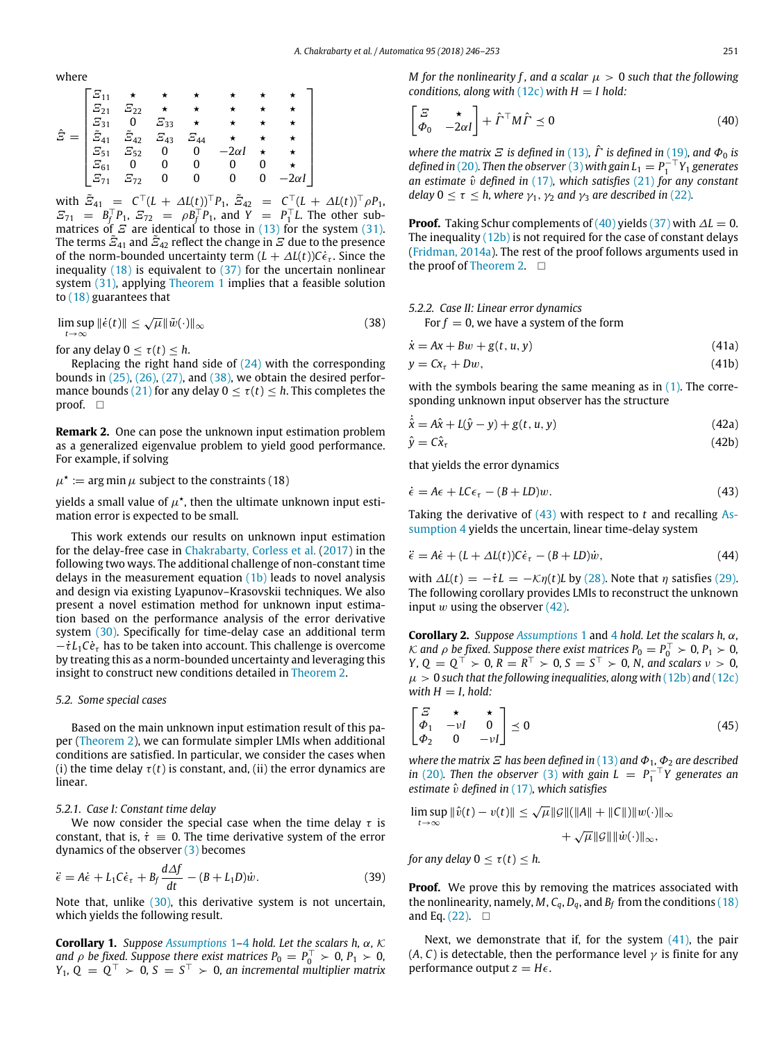where

$$\hat{\Xi} = \begin{bmatrix} \Xi_{11} & \star & \star & \star & \star & \star & \star \\ \Xi_{21} & \Xi_{22} & \star & \star & \star & \star & \star \\ \Xi_{31} & 0 & \Xi_{33} & \star & \star & \star & \star \\ \tilde{\Xi}_{41} & \tilde{\Xi}_{42} & \Xi_{43} & \Xi_{44} & \star & \star & \star \\ \Xi_{51} & \Xi_{52} & 0 & 0 & -2\alpha I & \star & \star \\ \Xi_{61} & 0 & 0 & 0 & 0 & 0 & \star \\ \Xi_{71} & \Xi_{72} & 0 & 0 & 0 & 0 & -2\alpha I \end{bmatrix}$$

with $\tilde{\Xi}_{41} = C^\top(L + \Delta L(t))^\top P_1$, $\tilde{\Xi}_{42} = C^\top(L + \Delta L(t))^\top \rho P_1$, $\Xi_{71} = B_f^\top P_1$, $\Xi_{72} = \rho B_f^\top P_1$, and $Y = P_1^\top L$. The other submatrices of $\Xi$ are identical to those in (13) for the system (31). The terms $\tilde{\Xi}_{41}$ and $\tilde{\Xi}_{42}$ reflect the change in $\Xi$ due to the presence of the norm-bounded uncertainty term $(L + \Delta L(t))C\dot{\epsilon}_\tau$. Since the inequality (18) is equivalent to (37) for the uncertain nonlinear system (31), applying Theorem 1 implies that a feasible solution to (18) guarantees that

$$\limsup_{t\to\infty} \|\dot{\epsilon}(t)\| \le \sqrt{\mu}\|\tilde{w}(\cdot)\|_\infty \tag{38}$$

for any delay $0 \le \tau(t) \le h$.

Replacing the right hand side of (24) with the corresponding bounds in (25), (26), (27), and (38), we obtain the desired performance bounds (21) for any delay $0 \le \tau(t) \le h$. This completes the proof. □

**Remark 2.** One can pose the unknown input estimation problem as a generalized eigenvalue problem to yield good performance. For example, if solving

$\mu^\star := \arg\min \mu$ subject to the constraints (18)

yields a small value of $\mu^\star$, then the ultimate unknown input estimation error is expected to be small.

This work extends our results on unknown input estimation for the delay-free case in Chakrabarty, Corless et al. (2017) in the following two ways. The additional challenge of non-constant time delays in the measurement equation (1b) leads to novel analysis and design via existing Lyapunov–Krasovskii techniques. We also present a novel estimation method for unknown input estimation based on the performance analysis of the error derivative system (30). Specifically for time-delay case an additional term $-\dot{\tau}L_1C\dot{\epsilon}_\tau$ has to be taken into account. This challenge is overcome by treating this as a norm-bounded uncertainty and leveraging this insight to construct new conditions detailed in Theorem 2.

## 5.2. Some special cases

Based on the main unknown input estimation result of this paper (Theorem 2), we can formulate simpler LMIs when additional conditions are satisfied. In particular, we consider the cases when (i) the time delay $\tau(t)$ is constant, and, (ii) the error dynamics are linear.

### 5.2.1. Case I: Constant time delay

We now consider the special case when the time delay $\tau$ is constant, that is, $\dot{\tau} \equiv 0$. The time derivative system of the error dynamics of the observer (3) becomes

$$\ddot{\epsilon} = A\dot{\epsilon} + L_1C\dot{\epsilon}_\tau + B_f\frac{d\Delta f}{dt} - (B + L_1D)\dot{w}. \tag{39}$$

Note that, unlike (30), this derivative system is not uncertain, which yields the following result.

**Corollary 1.** *Suppose Assumptions 1–4 hold. Let the scalars $h$, $\alpha$, $\mathcal{K}$ and $\rho$ be fixed. Suppose there exist matrices $P_0 = P_0^\top \succ 0$, $P_1 \succ 0$, $Y_1$, $Q = Q^\top \succ 0$, $S = S^\top \succ 0$, an incremental multiplier matrix $M$ for the nonlinearity $f$, and a scalar $\mu > 0$ such that the following conditions, along with (12c) with $H = I$ hold:*

$$\begin{bmatrix} \Xi & \star \\ \Phi_0 & -2\alpha I \end{bmatrix} + \hat{\Gamma}^\top M \hat{\Gamma} \preceq 0 \tag{40}$$

*where the matrix $\Xi$ is defined in (13), $\hat{\Gamma}$ is defined in (19), and $\Phi_0$ is defined in (20). Then the observer (3) with gain $L_1 = P_1^{-\top}Y_1$ generates an estimate $\hat{v}$ defined in (17), which satisfies (21) for any constant delay $0 \le \tau \le h$, where $\gamma_1$, $\gamma_2$ and $\gamma_3$ are described in (22).*

**Proof.** Taking Schur complements of (40) yields (37) with $\Delta L = 0$. The inequality (12b) is not required for the case of constant delays (Fridman, 2014a). The rest of the proof follows arguments used in the proof of Theorem 2. □

### 5.2.2. Case II: Linear error dynamics

For $f = 0$, we have a system of the form

$$\dot{x} = Ax + Bw + g(t, u, y) \tag{41a}$$

$$y = Cx_\tau + Dw, \tag{41b}$$

with the symbols bearing the same meaning as in (1). The corresponding unknown input observer has the structure

$$\dot{\hat{x}} = A\hat{x} + L(\hat{y} - y) + g(t, u, y) \tag{42a}$$

$$\hat{y} = C\hat{x}_\tau \tag{42b}$$

that yields the error dynamics

$$\dot{\epsilon} = A\epsilon + LC\epsilon_\tau - (B + LD)w. \tag{43}$$

Taking the derivative of (43) with respect to $t$ and recalling Assumption 4 yields the uncertain, linear time-delay system

$$\ddot{\epsilon} = A\dot{\epsilon} + (L + \Delta L(t))C\dot{\epsilon}_\tau - (B + LD)\dot{w}, \tag{44}$$

with $\Delta L(t) = -\dot{\tau}L = -\mathcal{K}\eta(t)L$ by (28). Note that $\eta$ satisfies (29). The following corollary provides LMIs to reconstruct the unknown input $w$ using the observer (42).

**Corollary 2.** *Suppose Assumptions 1 and 4 hold. Let the scalars $h$, $\alpha$, $\mathcal{K}$ and $\rho$ be fixed. Suppose there exist matrices $P_0 = P_0^\top \succ 0$, $P_1 \succ 0$, $Y$, $Q = Q^\top \succ 0$, $R = R^\top \succ 0$, $S = S^\top \succ 0$, $N$, and scalars $\nu > 0$, $\mu > 0$ such that the following inequalities, along with (12b) and (12c) with $H = I$, hold:*

$$\begin{bmatrix} \Xi & \star & \star \\ \Phi_1 & -\nu I & 0 \\ \Phi_2 & 0 & -\nu I \end{bmatrix} \preceq 0 \tag{45}$$

*where the matrix $\Xi$ has been defined in (13) and $\Phi_1$, $\Phi_2$ are described in (20). Then the observer (3) with gain $L = P_1^{-\top}Y$ generates an estimate $\hat{v}$ defined in (17), which satisfies*

$$\limsup_{t\to\infty} \|\hat{v}(t) - v(t)\| \le \sqrt{\mu}\|\mathcal{G}\|(\|A\| + \|C\|)\|w(\cdot)\|_\infty + \sqrt{\mu}\|\mathcal{G}\|\|\dot{w}(\cdot)\|_\infty,$$

*for any delay $0 \le \tau(t) \le h$.*

**Proof.** We prove this by removing the matrices associated with the nonlinearity, namely, $M$, $C_q$, $D_q$, and $B_f$ from the conditions (18) and Eq. (22). □

Next, we demonstrate that if, for the system (41), the pair $(A, C)$ is detectable, then the performance level $\gamma$ is finite for any performance output $z = H\epsilon$.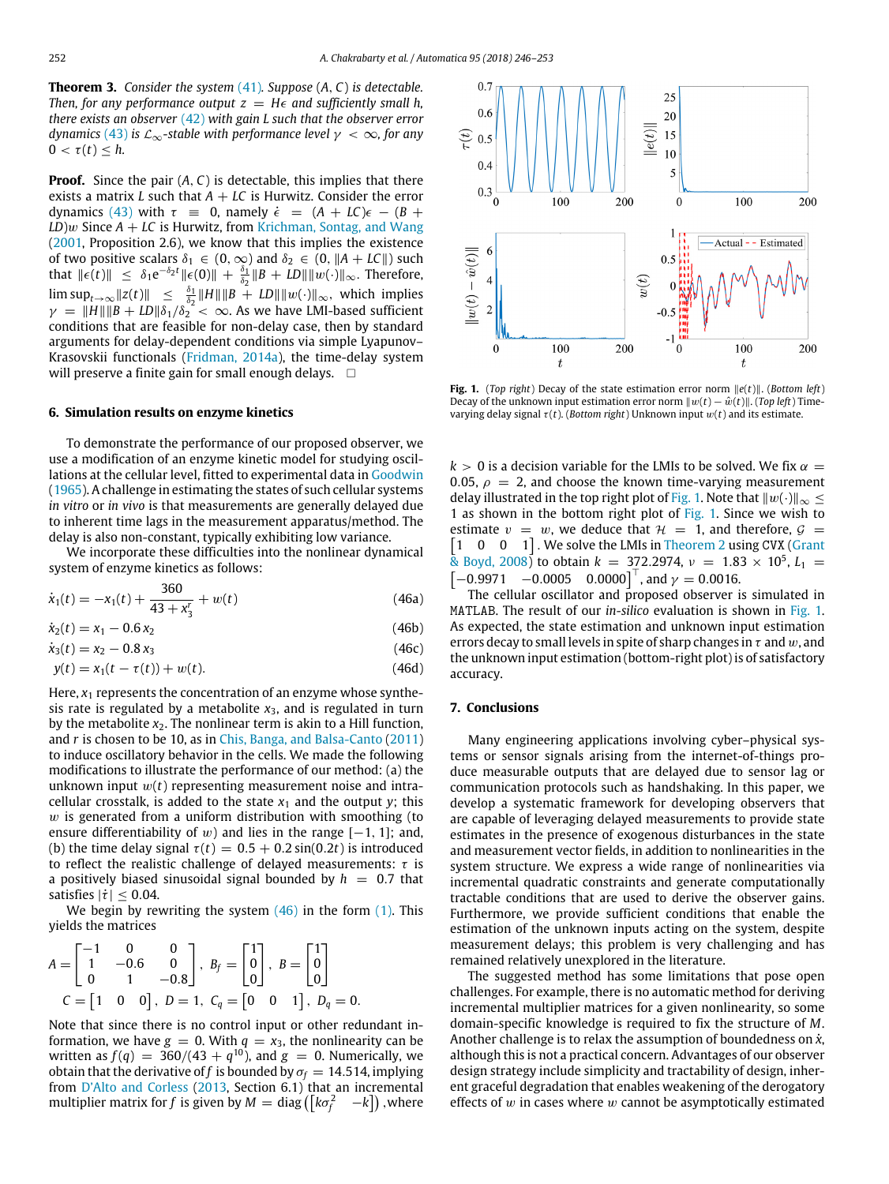**Theorem 3.** *Consider the system* (41)*. Suppose* $(A, C)$ *is detectable. Then, for any performance output* $z = H\epsilon$ *and sufficiently small* $h$*, there exists an observer* (42) *with gain* $L$ *such that the observer error dynamics* (43) *is* $\mathcal{L}_\infty$*-stable with performance level* $\gamma < \infty$*, for any* $0 < \tau(t) \leq h$*.*

**Proof.** Since the pair $(A, C)$ is detectable, this implies that there exists a matrix $L$ such that $A + LC$ is Hurwitz. Consider the error dynamics (43) with $\tau \equiv 0$, namely $\dot{\epsilon} = (A + LC)\epsilon - (B + LD)w$ Since $A + LC$ is Hurwitz, from Krichman, Sontag, and Wang (2001, Proposition 2.6), we know that this implies the existence of two positive scalars $\delta_1 \in (0, \infty)$ and $\delta_2 \in (0, \|A + LC\|)$ such that $\|\epsilon(t)\| \leq \delta_1 e^{-\delta_2 t}\|\epsilon(0)\| + \frac{\delta_1}{\delta_2}\|B + LD\|\|w(\cdot)\|_\infty$. Therefore, $\limsup_{t\to\infty}\|z(t)\| \leq \frac{\delta_1}{\delta_2}\|H\|\|B + LD\|\|w(\cdot)\|_\infty$, which implies $\gamma = \|H\|\|B + LD\|\delta_1/\delta_2 < \infty$. As we have LMI-based sufficient conditions that are feasible for non-delay case, then by standard arguments for delay-dependent conditions via simple Lyapunov–Krasovskii functionals (Fridman, 2014a), the time-delay system will preserve a finite gain for small enough delays. □

## 6. Simulation results on enzyme kinetics

To demonstrate the performance of our proposed observer, we use a modification of an enzyme kinetic model for studying oscillations at the cellular level, fitted to experimental data in Goodwin (1965). A challenge in estimating the states of such cellular systems *in vitro* or *in vivo* is that measurements are generally delayed due to inherent time lags in the measurement apparatus/method. The delay is also non-constant, typically exhibiting low variance.

We incorporate these difficulties into the nonlinear dynamical system of enzyme kinetics as follows:

$$\dot{x}_1(t) = -x_1(t) + \frac{360}{43 + x_3^r} + w(t) \tag{46a}$$

$$\dot{x}_2(t) = x_1 - 0.6\,x_2 \tag{46b}$$

$$\dot{x}_3(t) = x_2 - 0.8\,x_3 \tag{46c}$$

$$y(t) = x_1(t - \tau(t)) + w(t). \tag{46d}$$

Here, $x_1$ represents the concentration of an enzyme whose synthesis rate is regulated by a metabolite $x_3$, and is regulated in turn by the metabolite $x_2$. The nonlinear term is akin to a Hill function, and $r$ is chosen to be 10, as in Chis, Banga, and Balsa-Canto (2011) to induce oscillatory behavior in the cells. We made the following modifications to illustrate the performance of our method: (a) the unknown input $w(t)$ representing measurement noise and intracellular crosstalk, is added to the state $x_1$ and the output $y$; this $w$ is generated from a uniform distribution with smoothing (to ensure differentiability of $w$) and lies in the range $[-1, 1]$; and, (b) the time delay signal $\tau(t) = 0.5 + 0.2\sin(0.2t)$ is introduced to reflect the realistic challenge of delayed measurements: $\tau$ is a positively biased sinusoidal signal bounded by $h = 0.7$ that satisfies $|\dot{\tau}| \leq 0.04$.

We begin by rewriting the system (46) in the form (1). This yields the matrices

$$A = \begin{bmatrix} -1 & 0 & 0 \\ 1 & -0.6 & 0 \\ 0 & 1 & -0.8 \end{bmatrix},\ B_f = \begin{bmatrix} 1 \\ 0 \\ 0 \end{bmatrix},\ B = \begin{bmatrix} 1 \\ 0 \\ 0 \end{bmatrix},$$
$$C = \begin{bmatrix} 1 & 0 & 0 \end{bmatrix},\ D = 1,\ C_q = \begin{bmatrix} 0 & 0 & 1 \end{bmatrix},\ D_q = 0.$$

Note that since there is no control input or other redundant information, we have $g = 0$. With $q = x_3$, the nonlinearity can be written as $f(q) = 360/(43 + q^{10})$, and $g = 0$. Numerically, we obtain that the derivative of $f$ is bounded by $\sigma_f = 14.514$, implying from D'Alto and Corless (2013, Section 6.1) that an incremental multiplier matrix for $f$ is given by $M = \operatorname{diag}\left(\begin{bmatrix} k\sigma_f^2 & -k \end{bmatrix}\right)$, where $k > 0$ is a decision variable for the LMIs to be solved. We fix $\alpha = 0.05$, $\rho = 2$, and choose the known time-varying measurement delay illustrated in the top right plot of Fig. 1. Note that $\|w(\cdot)\|_\infty \leq 1$ as shown in the bottom right plot of Fig. 1. Since we wish to estimate $v = w$, we deduce that $\mathcal{H} = 1$, and therefore, $\mathcal{G} = \begin{bmatrix} 1 & 0 & 0 & 1 \end{bmatrix}$. We solve the LMIs in Theorem 2 using CVX (Grant & Boyd, 2008) to obtain $k = 372.2974$, $\nu = 1.83 \times 10^5$, $L_1 = \begin{bmatrix} -0.9971 & -0.0005 & 0.0000 \end{bmatrix}^\top$, and $\gamma = 0.0016$.

**Fig. 1.** (*Top right*) Decay of the state estimation error norm $\|e(t)\|$. (*Bottom left*) Decay of the unknown input estimation error norm $\|w(t) - \hat{w}(t)\|$. (*Top left*) Time-varying delay signal $\tau(t)$. (*Bottom right*) Unknown input $w(t)$ and its estimate.

The cellular oscillator and proposed observer is simulated in MATLAB. The result of our *in-silico* evaluation is shown in Fig. 1. As expected, the state estimation and unknown input estimation errors decay to small levels in spite of sharp changes in $\tau$ and $w$, and the unknown input estimation (bottom-right plot) is of satisfactory accuracy.

## 7. Conclusions

Many engineering applications involving cyber–physical systems or sensor signals arising from the internet-of-things produce measurable outputs that are delayed due to sensor lag or communication protocols such as handshaking. In this paper, we develop a systematic framework for developing observers that are capable of leveraging delayed measurements to provide state estimates in the presence of exogenous disturbances in the state and measurement vector fields, in addition to nonlinearities in the system structure. We express a wide range of nonlinearities via incremental quadratic constraints and generate computationally tractable conditions that are used to derive the observer gains. Furthermore, we provide sufficient conditions that enable the estimation of the unknown inputs acting on the system, despite measurement delays; this problem is very challenging and has remained relatively unexplored in the literature.

The suggested method has some limitations that pose open challenges. For example, there is no automatic method for deriving incremental multiplier matrices for a given nonlinearity, so some domain-specific knowledge is required to fix the structure of $M$. Another challenge is to relax the assumption of boundedness on $\dot{x}$, although this is not a practical concern. Advantages of our observer design strategy include simplicity and tractability of design, inherent graceful degradation that enables weakening of the derogatory effects of $w$ in cases where $w$ cannot be asymptotically estimated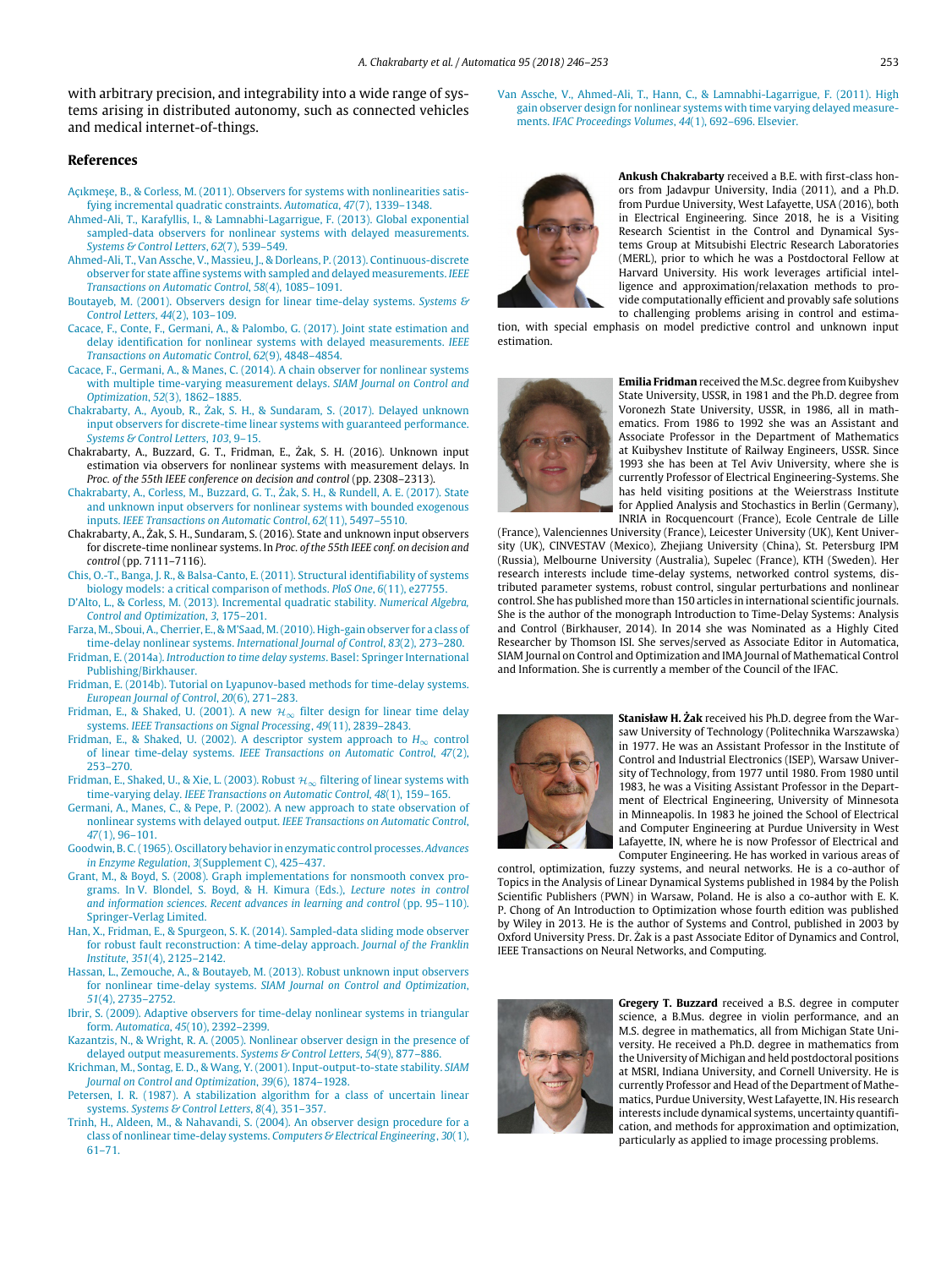with arbitrary precision, and integrability into a wide range of systems arising in distributed autonomy, such as connected vehicles and medical internet-of-things.

## References

Açıkmeşe, B., & Corless, M. (2011). Observers for systems with nonlinearities satisfying incremental quadratic constraints. *Automatica*, *47*(7), 1339–1348.

Ahmed-Ali, T., Karafyllis, I., & Lamnabhi-Lagarrigue, F. (2013). Global exponential sampled-data observers for nonlinear systems with delayed measurements. *Systems & Control Letters*, *62*(7), 539–549.

Ahmed-Ali, T., Van Assche, V., Massieu, J., & Dorleans, P. (2013). Continuous-discrete observer for state affine systems with sampled and delayed measurements. *IEEE Transactions on Automatic Control*, *58*(4), 1085–1091.

Boutayeb, M. (2001). Observers design for linear time-delay systems. *Systems & Control Letters*, *44*(2), 103–109.

Cacace, F., Conte, F., Germani, A., & Palombo, G. (2017). Joint state estimation and delay identification for nonlinear systems with delayed measurements. *IEEE Transactions on Automatic Control*, *62*(9), 4848–4854.

Cacace, F., Germani, A., & Manes, C. (2014). A chain observer for nonlinear systems with multiple time-varying measurement delays. *SIAM Journal on Control and Optimization*, *52*(3), 1862–1885.

Chakrabarty, A., Ayoub, R., Żak, S. H., & Sundaram, S. (2017). Delayed unknown input observers for discrete-time linear systems with guaranteed performance. *Systems & Control Letters*, *103*, 9–15.

Chakrabarty, A., Buzzard, G. T., Fridman, E., Żak, S. H. (2016). Unknown input estimation via observers for nonlinear systems with measurement delays. In *Proc. of the 55th IEEE conference on decision and control* (pp. 2308–2313).

Chakrabarty, A., Corless, M., Buzzard, G. T., Żak, S. H., & Rundell, A. E. (2017). State and unknown input observers for nonlinear systems with bounded exogenous inputs. *IEEE Transactions on Automatic Control*, *62*(11), 5497–5510.

Chakrabarty, A., Żak, S. H., Sundaram, S. (2016). State and unknown input observers for discrete-time nonlinear systems. In *Proc. of the 55th IEEE conf. on decision and control* (pp. 7111–7116).

Chis, O.-T., Banga, J. R., & Balsa-Canto, E. (2011). Structural identifiability of systems biology models: a critical comparison of methods. *PloS One*, *6*(11), e27755.

D'Alto, L., & Corless, M. (2013). Incremental quadratic stability. *Numerical Algebra, Control and Optimization*, *3*, 175–201.

Farza, M., Sboui, A., Cherrier, E., & M'Saad, M. (2010). High-gain observer for a class of time-delay nonlinear systems. *International Journal of Control*, *83*(2), 273–280.

Fridman, E. (2014a). *Introduction to time delay systems*. Basel: Springer International Publishing/Birkhauser.

Fridman, E. (2014b). Tutorial on Lyapunov-based methods for time-delay systems. *European Journal of Control*, *20*(6), 271–283.

Fridman, E., & Shaked, U. (2001). A new $\mathcal{H}_\infty$ filter design for linear time delay systems. *IEEE Transactions on Signal Processing*, *49*(11), 2839–2843.

Fridman, E., & Shaked, U. (2002). A descriptor system approach to $H_\infty$ control of linear time-delay systems. *IEEE Transactions on Automatic Control*, *47*(2), 253–270.

Fridman, E., Shaked, U., & Xie, L. (2003). Robust $\mathcal{H}_\infty$ filtering of linear systems with time-varying delay. *IEEE Transactions on Automatic Control*, *48*(1), 159–165.

Germani, A., Manes, C., & Pepe, P. (2002). A new approach to state observation of nonlinear systems with delayed output. *IEEE Transactions on Automatic Control*, *47*(1), 96–101.

Goodwin, B. C. (1965). Oscillatory behavior in enzymatic control processes. *Advances in Enzyme Regulation*, *3*(Supplement C), 425–437.

Grant, M., & Boyd, S. (2008). Graph implementations for nonsmooth convex programs. In V. Blondel, S. Boyd, & H. Kimura (Eds.), *Lecture notes in control and information sciences. Recent advances in learning and control* (pp. 95–110). Springer-Verlag Limited.

Han, X., Fridman, E., & Spurgeon, S. K. (2014). Sampled-data sliding mode observer for robust fault reconstruction: A time-delay approach. *Journal of the Franklin Institute*, *351*(4), 2125–2142.

Hassan, L., Zemouche, A., & Boutayeb, M. (2013). Robust unknown input observers for nonlinear time-delay systems. *SIAM Journal on Control and Optimization*, *51*(4), 2735–2752.

Ibrir, S. (2009). Adaptive observers for time-delay nonlinear systems in triangular form. *Automatica*, *45*(10), 2392–2399.

Kazantzis, N., & Wright, R. A. (2005). Nonlinear observer design in the presence of delayed output measurements. *Systems & Control Letters*, *54*(9), 877–886.

Krichman, M., Sontag, E. D., & Wang, Y. (2001). Input-output-to-state stability. *SIAM Journal on Control and Optimization*, *39*(6), 1874–1928.

Petersen, I. R. (1987). A stabilization algorithm for a class of uncertain linear systems. *Systems & Control Letters*, *8*(4), 351–357.

Trinh, H., Aldeen, M., & Nahavandi, S. (2004). An observer design procedure for a class of nonlinear time-delay systems. *Computers & Electrical Engineering*, *30*(1), 61–71.

Van Assche, V., Ahmed-Ali, T., Hann, C., & Lamnabhi-Lagarrigue, F. (2011). High gain observer design for nonlinear systems with time varying delayed measurements. *IFAC Proceedings Volumes*, *44*(1), 692–696. Elsevier.

**Ankush Chakrabarty** received a B.E. with first-class honors from Jadavpur University, India (2011), and a Ph.D. from Purdue University, West Lafayette, USA (2016), both in Electrical Engineering. Since 2018, he is a Visiting Research Scientist in the Control and Dynamical Systems Group at Mitsubishi Electric Research Laboratories (MERL), prior to which he was a Postdoctoral Fellow at Harvard University. His work leverages artificial intelligence and approximation/relaxation methods to provide computationally efficient and provably safe solutions to challenging problems arising in control and estimation, with special emphasis on model predictive control and unknown input estimation.

**Emilia Fridman** received the M.Sc. degree from Kuibyshev State University, USSR, in 1981 and the Ph.D. degree from Voronezh State University, USSR, in 1986, all in mathematics. From 1986 to 1992 she was an Assistant and Associate Professor in the Department of Mathematics at Kuibyshev Institute of Railway Engineers, USSR. Since 1993 she has been at Tel Aviv University, where she is currently Professor of Electrical Engineering-Systems. She has held visiting positions at the Weierstrass Institute for Applied Analysis and Stochastics in Berlin (Germany), INRIA in Rocquencourt (France), Ecole Centrale de Lille (France), Valenciennes University (France), Leicester University (UK), Kent University (UK), CINVESTAV (Mexico), Zhejiang University (China), St. Petersburg IPM (Russia), Melbourne University (Australia), Supelec (France), KTH (Sweden). Her research interests include time-delay systems, networked control systems, distributed parameter systems, robust control, singular perturbations and nonlinear control. She has published more than 150 articles in international scientific journals. She is the author of the monograph Introduction to Time-Delay Systems: Analysis and Control (Birkhauser, 2014). In 2014 she was Nominated as a Highly Cited Researcher by Thomson ISI. She serves/served as Associate Editor in Automatica, SIAM Journal on Control and Optimization and IMA Journal of Mathematical Control and Information. She is currently a member of the Council of the IFAC.

**Stanisław H. Żak** received his Ph.D. degree from the Warsaw University of Technology (Politechnika Warszawska) in 1977. He was an Assistant Professor in the Institute of Control and Industrial Electronics (ISEP), Warsaw University of Technology, from 1977 until 1980. From 1980 until 1983, he was a Visiting Assistant Professor in the Department of Electrical Engineering, University of Minnesota in Minneapolis. In 1983 he joined the School of Electrical and Computer Engineering at Purdue University in West Lafayette, IN, where he is now Professor of Electrical and Computer Engineering. He has worked in various areas of control, optimization, fuzzy systems, and neural networks. He is a co-author of Topics in the Analysis of Linear Dynamical Systems published in 1984 by the Polish Scientific Publishers (PWN) in Warsaw, Poland. He is also a co-author with E. K. P. Chong of An Introduction to Optimization whose fourth edition was published by Wiley in 2013. He is the author of Systems and Control, published in 2003 by Oxford University Press. Dr. Żak is a past Associate Editor of Dynamics and Control, IEEE Transactions on Neural Networks, and Computing.

**Gregery T. Buzzard** received a B.S. degree in computer science, a B.Mus. degree in violin performance, and an M.S. degree in mathematics, all from Michigan State University. He received a Ph.D. degree in mathematics from the University of Michigan and held postdoctoral positions at MSRI, Indiana University, and Cornell University. He is currently Professor and Head of the Department of Mathematics, Purdue University, West Lafayette, IN. His research interests include dynamical systems, uncertainty quantification, and methods for approximation and optimization, particularly as applied to image processing problems.